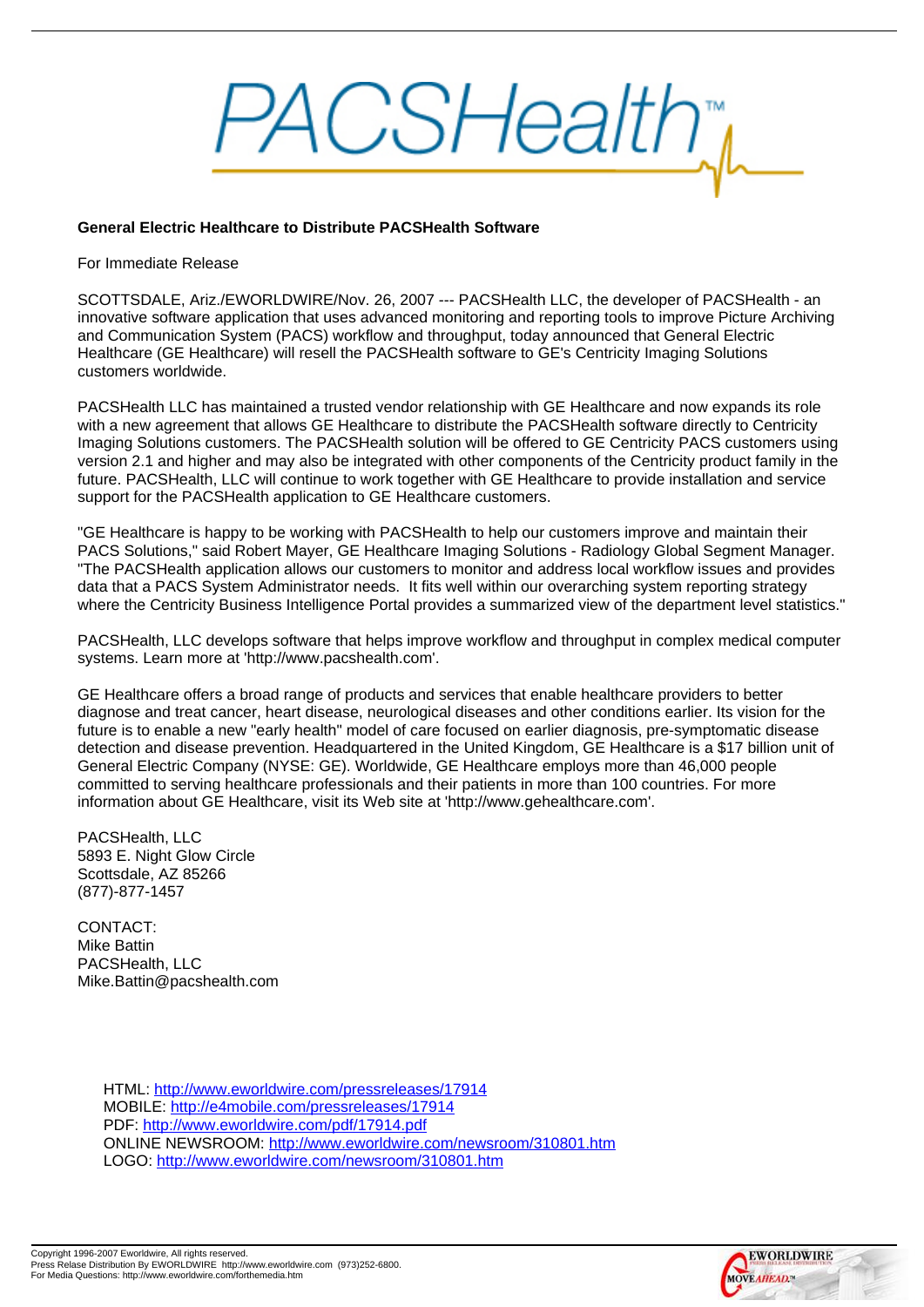PACSHealth™

**General Electric Healthcare to Distribute PACSHealth Software**

For Immediate Release

SCOTTSDALE, Ariz./EWORLDWIRE/Nov. 26, 2007 --- PACSHealth LLC, the developer of PACSHealth - an innovative software application that uses advanced monitoring and reporting tools to improve Picture Archiving and Communication System (PACS) workflow and throughput, today announced that General Electric Healthcare (GE Healthcare) will resell the PACSHealth software to GE's Centricity Imaging Solutions customers worldwide.

PACSHealth LLC has maintained a trusted vendor relationship with GE Healthcare and now expands its role with a new agreement that allows GE Healthcare to distribute the PACSHealth software directly to Centricity Imaging Solutions customers. The PACSHealth solution will be offered to GE Centricity PACS customers using version 2.1 and higher and may also be integrated with other components of the Centricity product family in the future. PACSHealth, LLC will continue to work together with GE Healthcare to provide installation and service support for the PACSHealth application to GE Healthcare customers.

"GE Healthcare is happy to be working with PACSHealth to help our customers improve and maintain their PACS Solutions," said Robert Mayer, GE Healthcare Imaging Solutions - Radiology Global Segment Manager. "The PACSHealth application allows our customers to monitor and address local workflow issues and provides data that a PACS System Administrator needs. It fits well within our overarching system reporting strategy where the Centricity Business Intelligence Portal provides a summarized view of the department level statistics."

PACSHealth, LLC develops software that helps improve workflow and throughput in complex medical computer systems. Learn more at 'http://www.pacshealth.com'.

GE Healthcare offers a broad range of products and services that enable healthcare providers to better diagnose and treat cancer, heart disease, neurological diseases and other conditions earlier. Its vision for the future is to enable a new "early health" model of care focused on earlier diagnosis, pre-symptomatic disease detection and disease prevention. Headquartered in the United Kingdom, GE Healthcare is a $17 billion unit of General Electric Company (NYSE: GE). Worldwide, GE Healthcare employs more than 46,000 people committed to serving healthcare professionals and their patients in more than 100 countries. For more information about GE Healthcare, visit its Web site at 'http://www.gehealthcare.com'.

PACSHealth, LLC
5893 E. Night Glow Circle
Scottsdale, AZ 85266
(877)-877-1457

CONTACT:
Mike Battin
PACSHealth, LLC
Mike.Battin@pacshealth.com

HTML: http://www.eworldwire.com/pressreleases/17914
MOBILE: http://e4mobile.com/pressreleases/17914
PDF: http://www.eworldwire.com/pdf/17914.pdf
ONLINE NEWSROOM: http://www.eworldwire.com/newsroom/310801.htm
LOGO: http://www.eworldwire.com/newsroom/310801.htm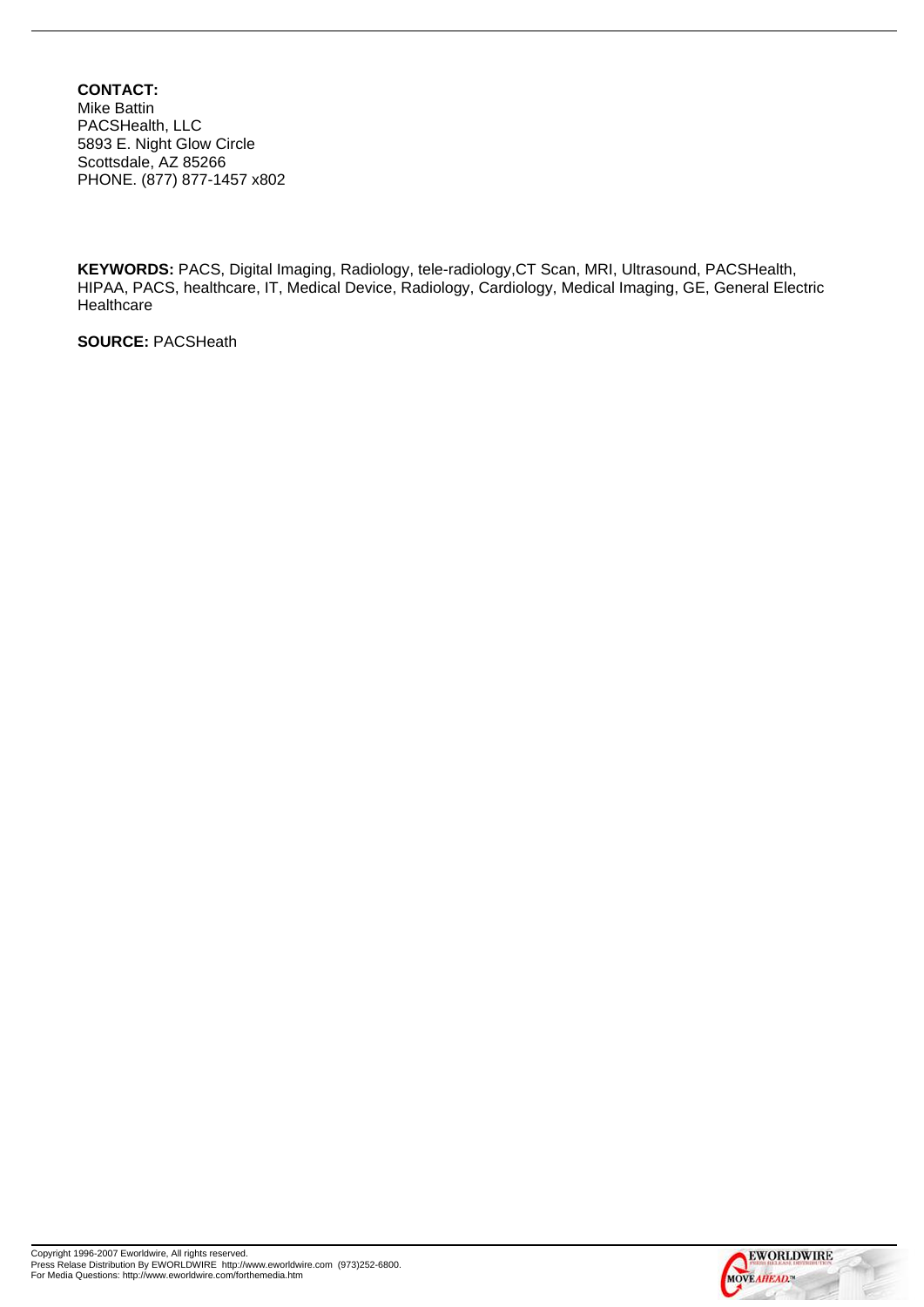**CONTACT:**
Mike Battin
PACSHealth, LLC
5893 E. Night Glow Circle
Scottsdale, AZ 85266
PHONE. (877) 877-1457 x802

**KEYWORDS:** PACS, Digital Imaging, Radiology, tele-radiology,CT Scan, MRI, Ultrasound, PACSHealth, HIPAA, PACS, healthcare, IT, Medical Device, Radiology, Cardiology, Medical Imaging, GE, General Electric Healthcare

**SOURCE:** PACSHeath